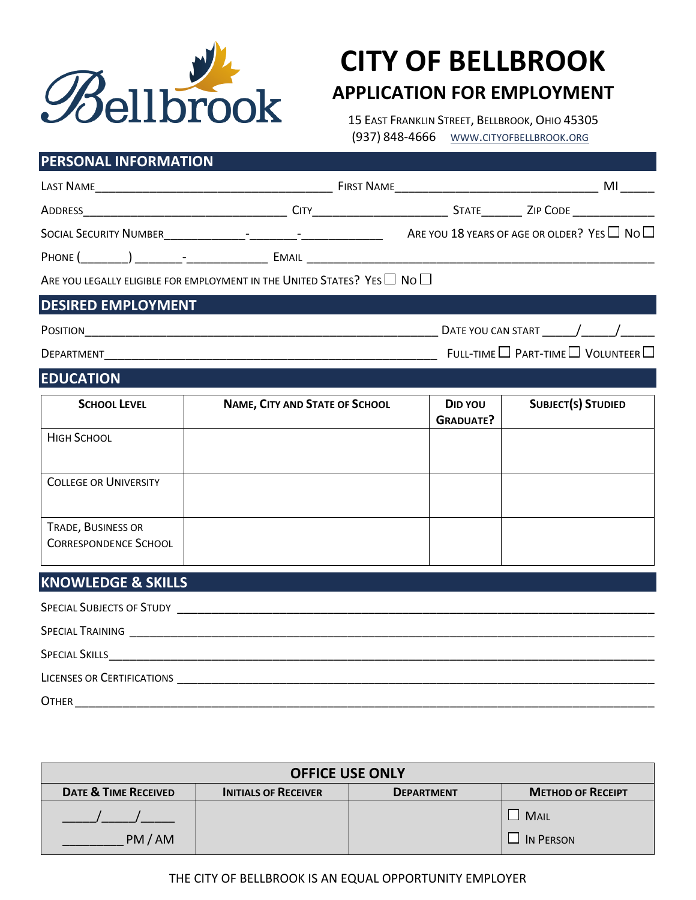# CITY OF BELLBROOK

## APPLICATION FOR EMPLOYMENT

15 East Franklin Street, Bellbrook, Ohio 45305
(937) 848-4666 www.cityofbellbrook.org

## PERSONAL INFORMATION

Last Name_________________________________ First Name______________________________ MI _____

Address______________________________ City____________________ State______ Zip Code ____________

Social Security Number____________-_______-____________ Are you 18 years of age or older? Yes ☐ No ☐

Phone (_______) _______-____________ Email ______________________________________________

Are you legally eligible for employment in the United States? Yes ☐ No ☐

## DESIRED EMPLOYMENT

Position_____________________________________________________ Date you can start _____/_____/_____

Department__________________________________________________ Full-time ☐ Part-time ☐ Volunteer ☐

## EDUCATION

| School Level | Name, City and State of School | Did you Graduate? | Subject(s) Studied |
|---|---|---|---|
| High School | | | |
| College or University | | | |
| Trade, Business or Correspondence School | | | |

## KNOWLEDGE & SKILLS

Special Subjects of Study ______________________________________________________________________

Special Training _______________________________________________________________________________

Special Skills__________________________________________________________________________________

Licenses or Certifications ______________________________________________________________________

Other _________________________________________________________________________________________

| OFFICE USE ONLY | | | |
|---|---|---|---|
| Date & Time Received | Initials of Receiver | Department | Method of Receipt |
| _____/_____/_____ <br> _________ PM / AM | | | ☐ Mail <br> ☐ In Person |

THE CITY OF BELLBROOK IS AN EQUAL OPPORTUNITY EMPLOYER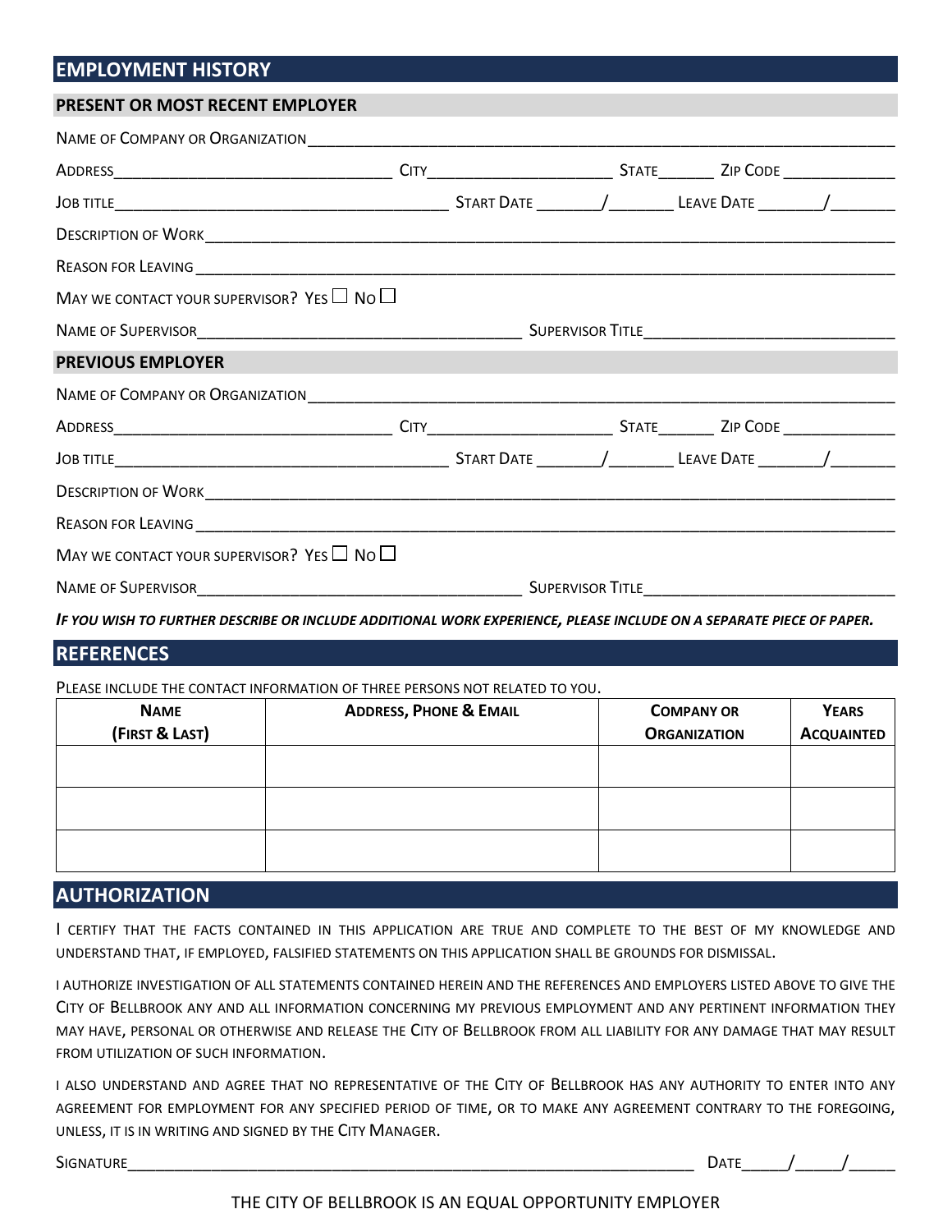## EMPLOYMENT HISTORY

### PRESENT OR MOST RECENT EMPLOYER

Name of Company or Organization_______________________________________________

Address_______________________________ City____________________ State______ Zip Code ____________

Job title_____________________________________ Start Date _______/_______ Leave Date _______/_______

Description of Work_______________________________________________________________

Reason for Leaving _______________________________________________________________

May we contact your supervisor? Yes ☐ No ☐

Name of Supervisor___________________________________ Supervisor Title___________________________

### PREVIOUS EMPLOYER

Name of Company or Organization_______________________________________________

Address_______________________________ City____________________ State______ Zip Code ____________

Job title_____________________________________ Start Date _______/_______ Leave Date _______/_______

Description of Work_______________________________________________________________

Reason for Leaving _______________________________________________________________

May we contact your supervisor? Yes ☐ No ☐

Name of Supervisor___________________________________ Supervisor Title___________________________

***If you wish to further describe or include additional work experience, please include on a separate piece of paper.***

## REFERENCES

Please include the contact information of three persons not related to you.

| Name (First & Last) | Address, Phone & Email | Company or Organization | Years Acquainted |
|---|---|---|---|
| | | | |
| | | | |
| | | | |

## AUTHORIZATION

I certify that the facts contained in this application are true and complete to the best of my knowledge and understand that, if employed, falsified statements on this application shall be grounds for dismissal.

I authorize investigation of all statements contained herein and the references and employers listed above to give the City of Bellbrook any and all information concerning my previous employment and any pertinent information they may have, personal or otherwise and release the City of Bellbrook from all liability for any damage that may result from utilization of such information.

I also understand and agree that no representative of the City of Bellbrook has any authority to enter into any agreement for employment for any specified period of time, or to make any agreement contrary to the foregoing, unless, it is in writing and signed by the City Manager.

Signature_______________________________________________________________ Date_____/_____/_____

THE CITY OF BELLBROOK IS AN EQUAL OPPORTUNITY EMPLOYER